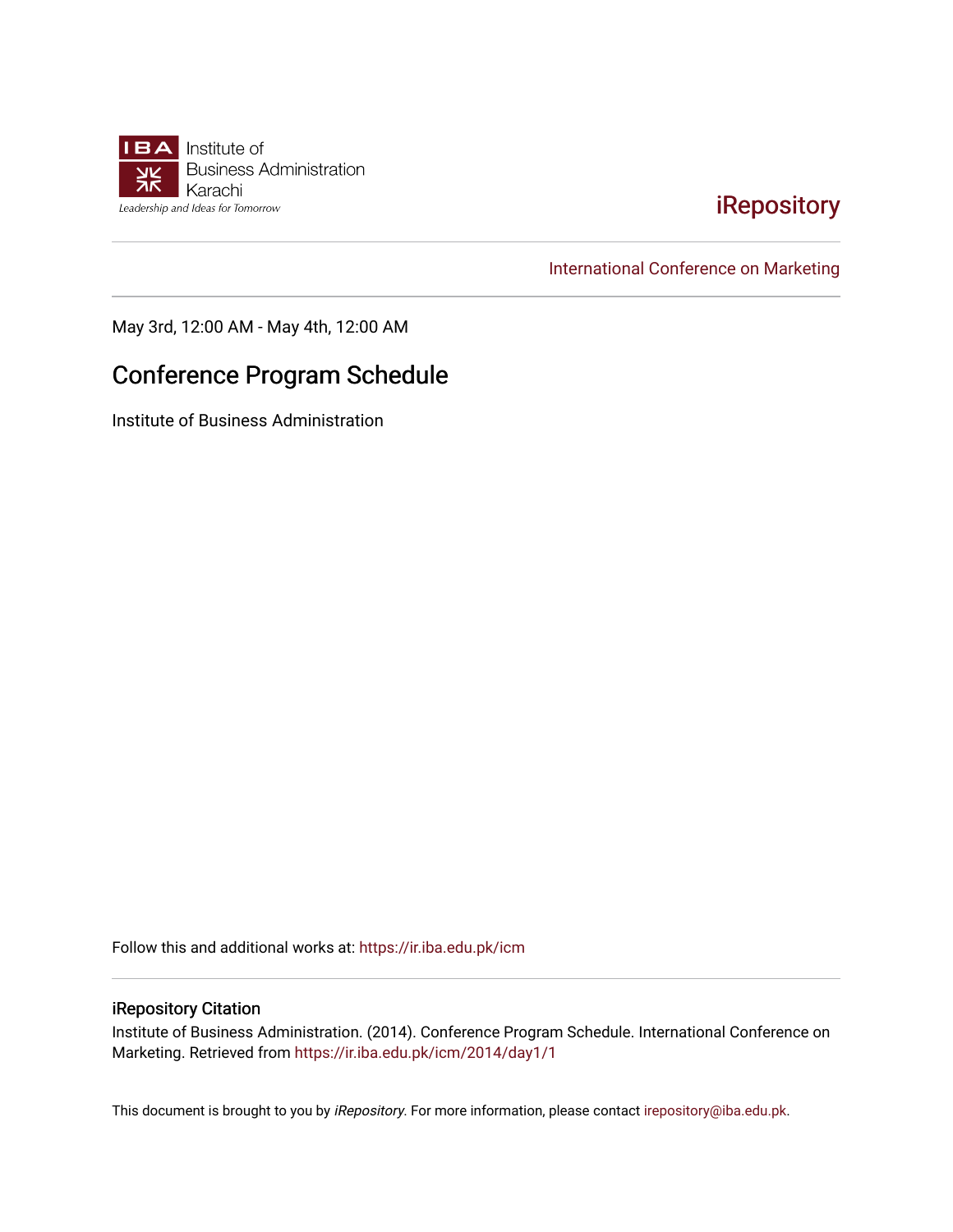Institute of Business Administration Karachi

Leadership and Ideas for Tomorrow

iRepository

International Conference on Marketing

May 3rd, 12:00 AM - May 4th, 12:00 AM

# Conference Program Schedule

Institute of Business Administration

Follow this and additional works at: https://ir.iba.edu.pk/icm

### iRepository Citation

Institute of Business Administration. (2014). Conference Program Schedule. International Conference on Marketing. Retrieved from https://ir.iba.edu.pk/icm/2014/day1/1

This document is brought to you by *iRepository*. For more information, please contact irepository@iba.edu.pk.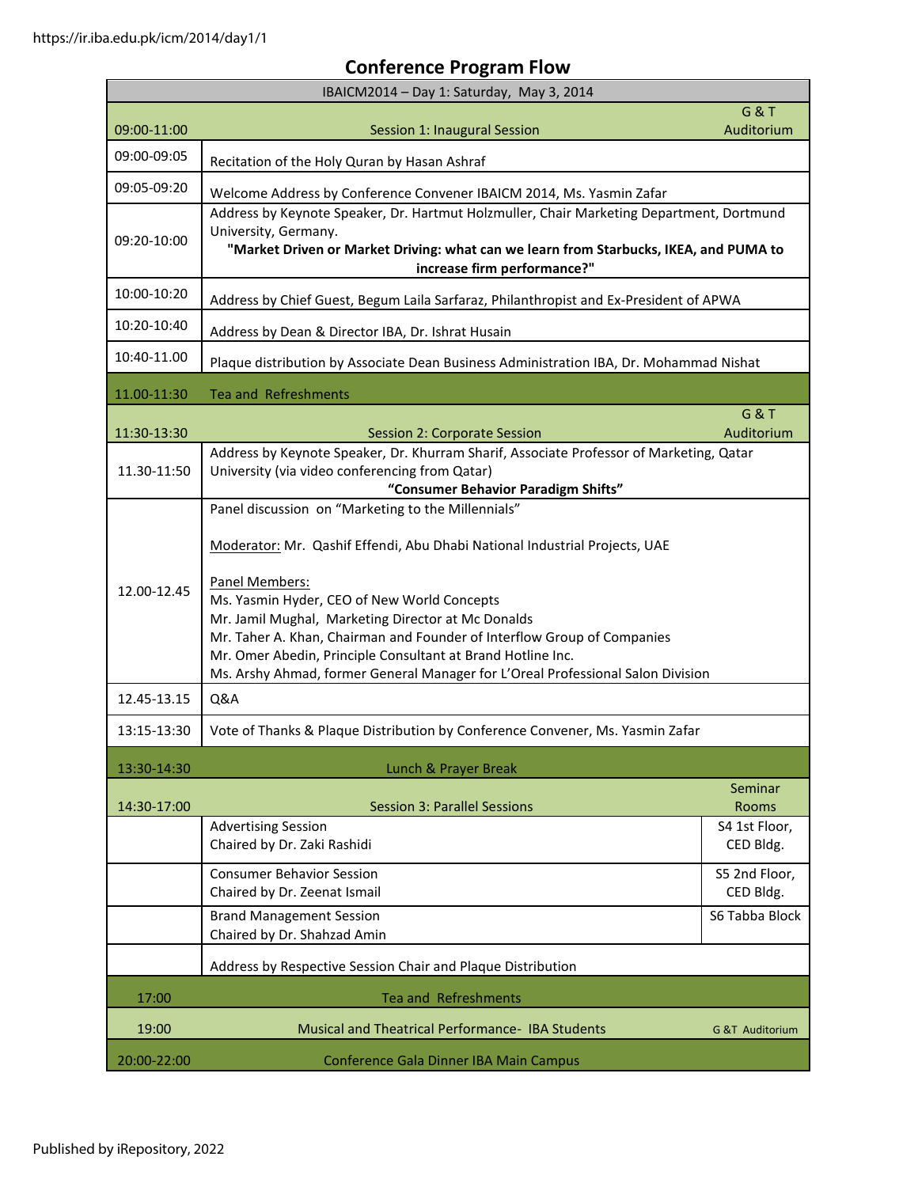# Conference Program Flow

| IBAICM2014 – Day 1: Saturday, May 3, 2014 | | |
|---|---|---|
| 09:00-11:00 | Session 1: Inaugural Session | G & T Auditorium |
| 09:00-09:05 | Recitation of the Holy Quran by Hasan Ashraf | |
| 09:05-09:20 | Welcome Address by Conference Convener IBAICM 2014, Ms. Yasmin Zafar | |
| 09:20-10:00 | Address by Keynote Speaker, Dr. Hartmut Holzmuller, Chair Marketing Department, Dortmund University, Germany. **"Market Driven or Market Driving: what can we learn from Starbucks, IKEA, and PUMA to increase firm performance?"** | |
| 10:00-10:20 | Address by Chief Guest, Begum Laila Sarfaraz, Philanthropist and Ex-President of APWA | |
| 10:20-10:40 | Address by Dean & Director IBA, Dr. Ishrat Husain | |
| 10:40-11.00 | Plaque distribution by Associate Dean Business Administration IBA, Dr. Mohammad Nishat | |
| 11.00-11:30 | Tea and Refreshments | |
| 11:30-13:30 | Session 2: Corporate Session | G & T Auditorium |
| 11.30-11:50 | Address by Keynote Speaker, Dr. Khurram Sharif, Associate Professor of Marketing, Qatar University (via video conferencing from Qatar) **"Consumer Behavior Paradigm Shifts"** | |
| 12.00-12.45 | Panel discussion on "Marketing to the Millennials"<br><br>Moderator: Mr. Qashif Effendi, Abu Dhabi National Industrial Projects, UAE<br><br>Panel Members:<br>Ms. Yasmin Hyder, CEO of New World Concepts<br>Mr. Jamil Mughal, Marketing Director at Mc Donalds<br>Mr. Taher A. Khan, Chairman and Founder of Interflow Group of Companies<br>Mr. Omer Abedin, Principle Consultant at Brand Hotline Inc.<br>Ms. Arshy Ahmad, former General Manager for L'Oreal Professional Salon Division | |
| 12.45-13.15 | Q&A | |
| 13:15-13:30 | Vote of Thanks & Plaque Distribution by Conference Convener, Ms. Yasmin Zafar | |
| 13:30-14:30 | Lunch & Prayer Break | |
| 14:30-17:00 | Session 3: Parallel Sessions | Seminar Rooms |
| | Advertising Session<br>Chaired by Dr. Zaki Rashidi | S4 1st Floor, CED Bldg. |
| | Consumer Behavior Session<br>Chaired by Dr. Zeenat Ismail | S5 2nd Floor, CED Bldg. |
| | Brand Management Session<br>Chaired by Dr. Shahzad Amin | S6 Tabba Block |
| | Address by Respective Session Chair and Plaque Distribution | |
| 17:00 | Tea and Refreshments | |
| 19:00 | Musical and Theatrical Performance- IBA Students | G &T Auditorium |
| 20:00-22:00 | Conference Gala Dinner IBA Main Campus | |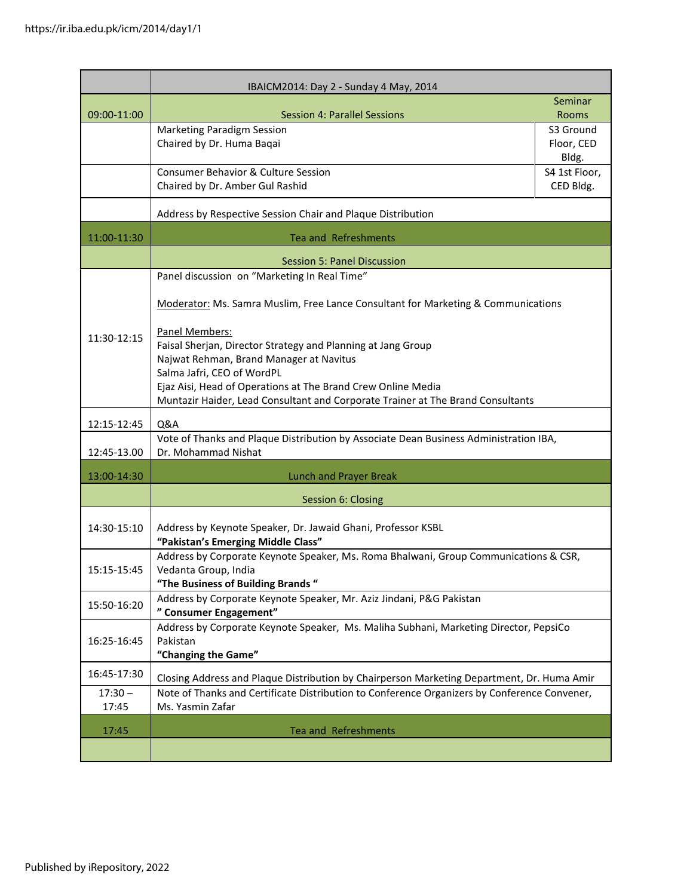| | IBAICM2014: Day 2 - Sunday 4 May, 2014 | |
|---|---|---|
| 09:00-11:00 | Session 4: Parallel Sessions | Seminar Rooms |
| | Marketing Paradigm Session<br>Chaired by Dr. Huma Baqai | S3 Ground Floor, CED Bldg. |
| | Consumer Behavior & Culture Session<br>Chaired by Dr. Amber Gul Rashid | S4 1st Floor, CED Bldg. |
| | Address by Respective Session Chair and Plaque Distribution | |
| 11:00-11:30 | Tea and Refreshments | |
| | Session 5: Panel Discussion | |
| 11:30-12:15 | Panel discussion on "Marketing In Real Time"<br><br>Moderator: Ms. Samra Muslim, Free Lance Consultant for Marketing & Communications<br><br>Panel Members:<br>Faisal Sherjan, Director Strategy and Planning at Jang Group<br>Najwat Rehman, Brand Manager at Navitus<br>Salma Jafri, CEO of WordPL<br>Ejaz Aisi, Head of Operations at The Brand Crew Online Media<br>Muntazir Haider, Lead Consultant and Corporate Trainer at The Brand Consultants | |
| 12:15-12:45 | Q&A | |
| 12:45-13.00 | Vote of Thanks and Plaque Distribution by Associate Dean Business Administration IBA, Dr. Mohammad Nishat | |
| 13:00-14:30 | Lunch and Prayer Break | |
| | Session 6: Closing | |
| 14:30-15:10 | Address by Keynote Speaker, Dr. Jawaid Ghani, Professor KSBL<br>**"Pakistan's Emerging Middle Class"** | |
| 15:15-15:45 | Address by Corporate Keynote Speaker, Ms. Roma Bhalwani, Group Communications & CSR, Vedanta Group, India<br>**"The Business of Building Brands "** | |
| 15:50-16:20 | Address by Corporate Keynote Speaker, Mr. Aziz Jindani, P&G Pakistan<br>**" Consumer Engagement"** | |
| 16:25-16:45 | Address by Corporate Keynote Speaker, Ms. Maliha Subhani, Marketing Director, PepsiCo Pakistan<br>**"Changing the Game"** | |
| 16:45-17:30 | Closing Address and Plaque Distribution by Chairperson Marketing Department, Dr. Huma Amir | |
| 17:30 – 17:45 | Note of Thanks and Certificate Distribution to Conference Organizers by Conference Convener, Ms. Yasmin Zafar | |
| 17:45 | Tea and Refreshments | |
| | | |